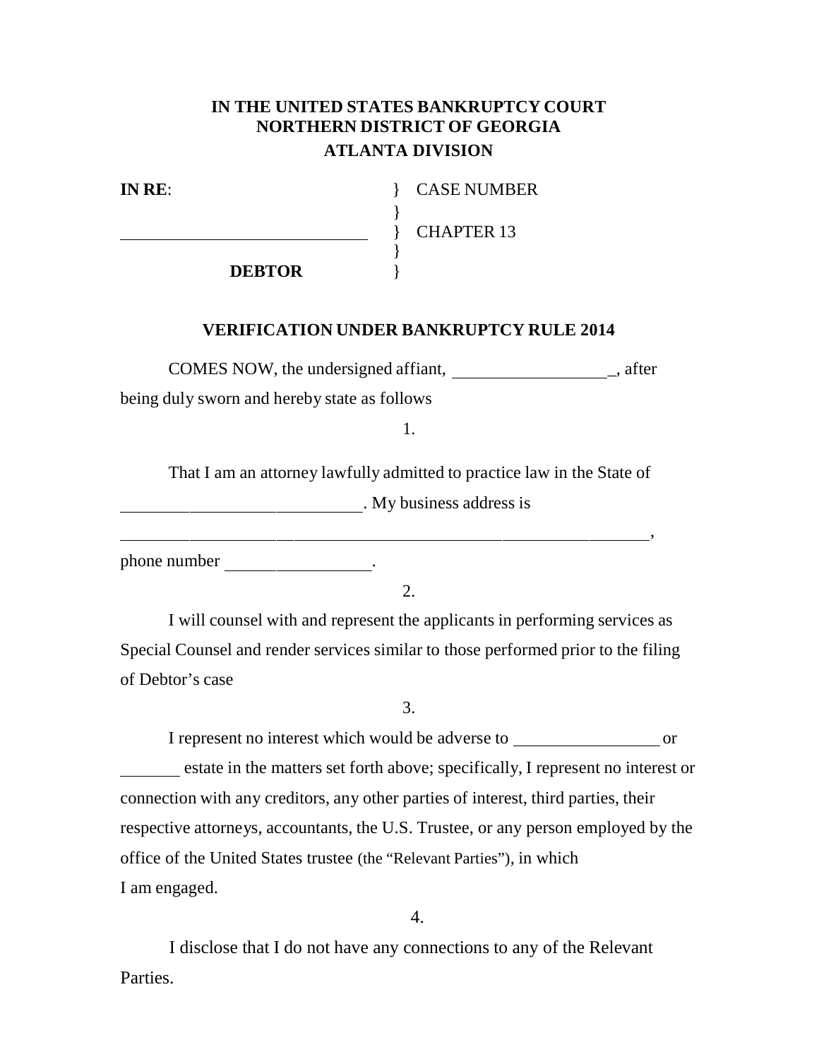**IN THE UNITED STATES BANKRUPTCY COURT**
**NORTHERN DISTRICT OF GEORGIA**
**ATLANTA DIVISION**

| | | |
|---|---|---|
| **IN RE**: | } | CASE NUMBER |
| | } | |
| ______________________________ | } | CHAPTER 13 |
| | } | |
| **DEBTOR** | } | |

**VERIFICATION UNDER BANKRUPTCY RULE 2014**

COMES NOW, the undersigned affiant, ___________________, after being duly sworn and hereby state as follows

1.

That I am an attorney lawfully admitted to practice law in the State of ____________________________. My business address is _________________________________________________________________, phone number __________________.

2.

I will counsel with and represent the applicants in performing services as Special Counsel and render services similar to those performed prior to the filing of Debtor's case

3.

I represent no interest which would be adverse to _________________ or _______ estate in the matters set forth above; specifically, I represent no interest or connection with any creditors, any other parties of interest, third parties, their respective attorneys, accountants, the U.S. Trustee, or any person employed by the office of the United States trustee (the "Relevant Parties"), in which I am engaged.

4.

I disclose that I do not have any connections to any of the Relevant Parties.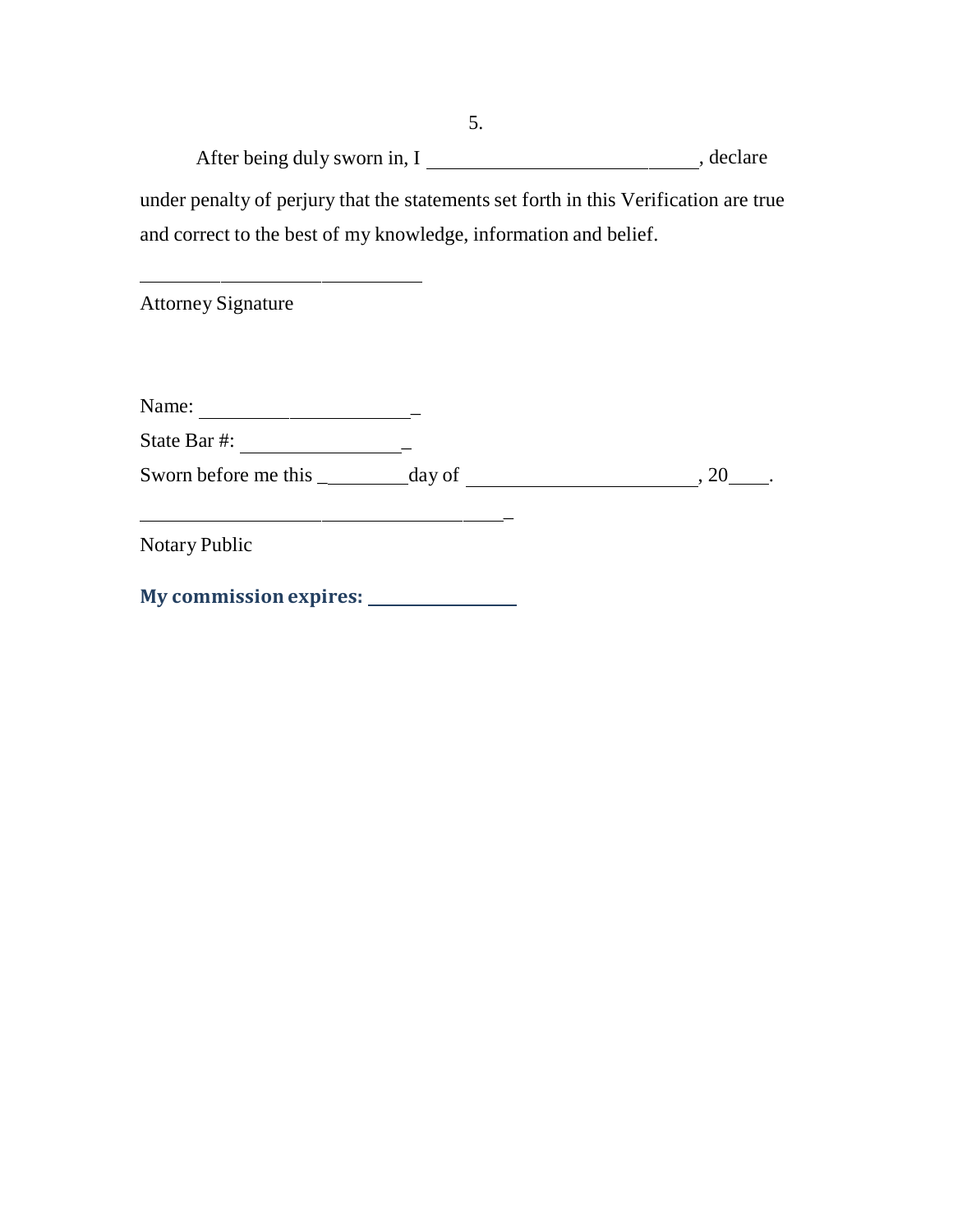5.

After being duly sworn in, I ______________________________, declare under penalty of perjury that the statements set forth in this Verification are true and correct to the best of my knowledge, information and belief.

______________________________
Attorney Signature

Name: ______________________

State Bar #: __________________

Sworn before me this __________day of ________________________, 20____.

________________________________________

Notary Public

**My commission expires: ________________**